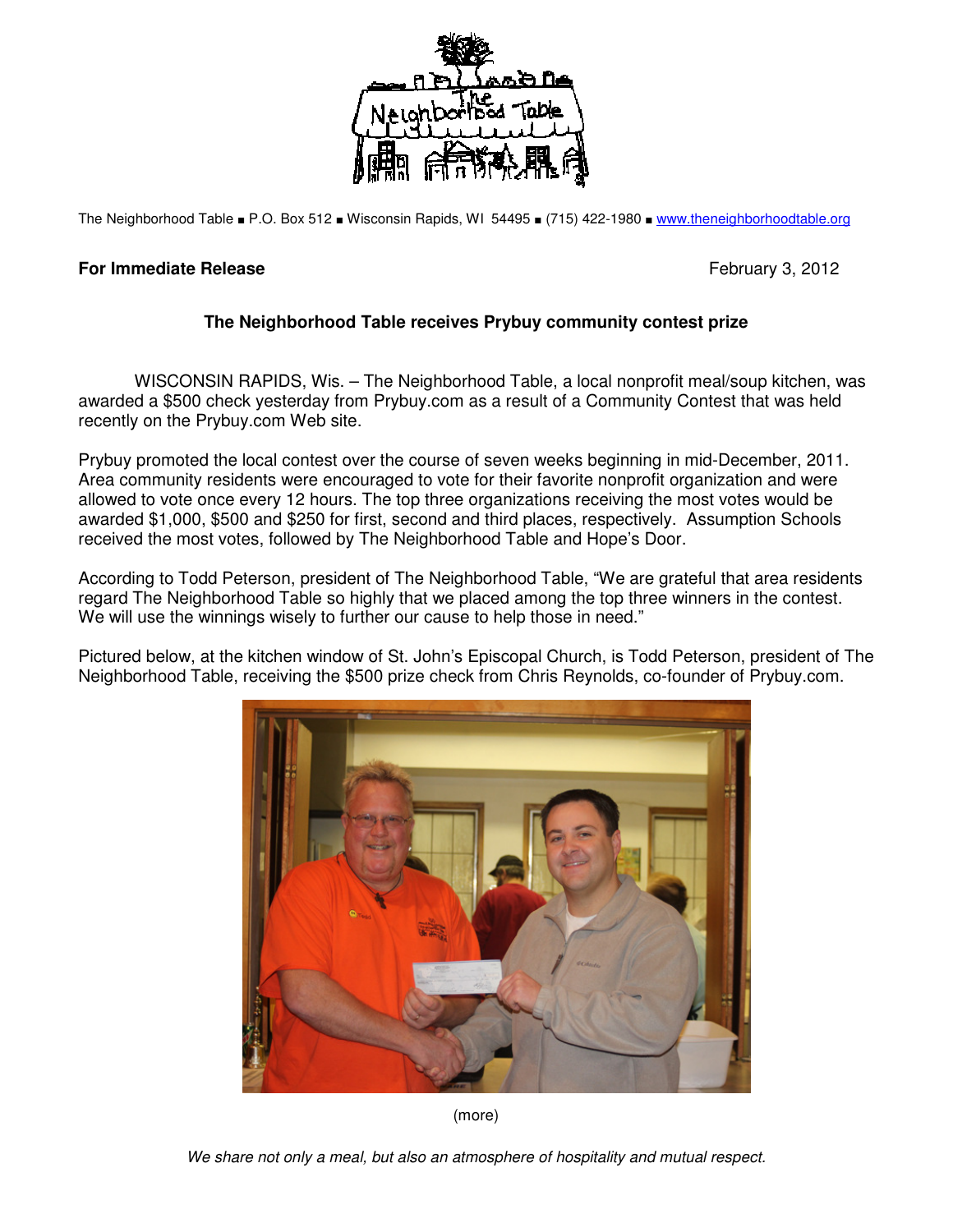The Neighborhood Table ■ P.O. Box 512 ■ Wisconsin Rapids, WI 54495 ■ (715) 422-1980 ■ www.theneighborhoodtable.org

**For Immediate Release** February 3, 2012

**The Neighborhood Table receives Prybuy community contest prize**

WISCONSIN RAPIDS, Wis. – The Neighborhood Table, a local nonprofit meal/soup kitchen, was awarded a $500 check yesterday from Prybuy.com as a result of a Community Contest that was held recently on the Prybuy.com Web site.

Prybuy promoted the local contest over the course of seven weeks beginning in mid-December, 2011. Area community residents were encouraged to vote for their favorite nonprofit organization and were allowed to vote once every 12 hours. The top three organizations receiving the most votes would be awarded $1,000, $500 and $250 for first, second and third places, respectively. Assumption Schools received the most votes, followed by The Neighborhood Table and Hope's Door.

According to Todd Peterson, president of The Neighborhood Table, "We are grateful that area residents regard The Neighborhood Table so highly that we placed among the top three winners in the contest. We will use the winnings wisely to further our cause to help those in need."

Pictured below, at the kitchen window of St. John's Episcopal Church, is Todd Peterson, president of The Neighborhood Table, receiving the $500 prize check from Chris Reynolds, co-founder of Prybuy.com.

(more)

*We share not only a meal, but also an atmosphere of hospitality and mutual respect.*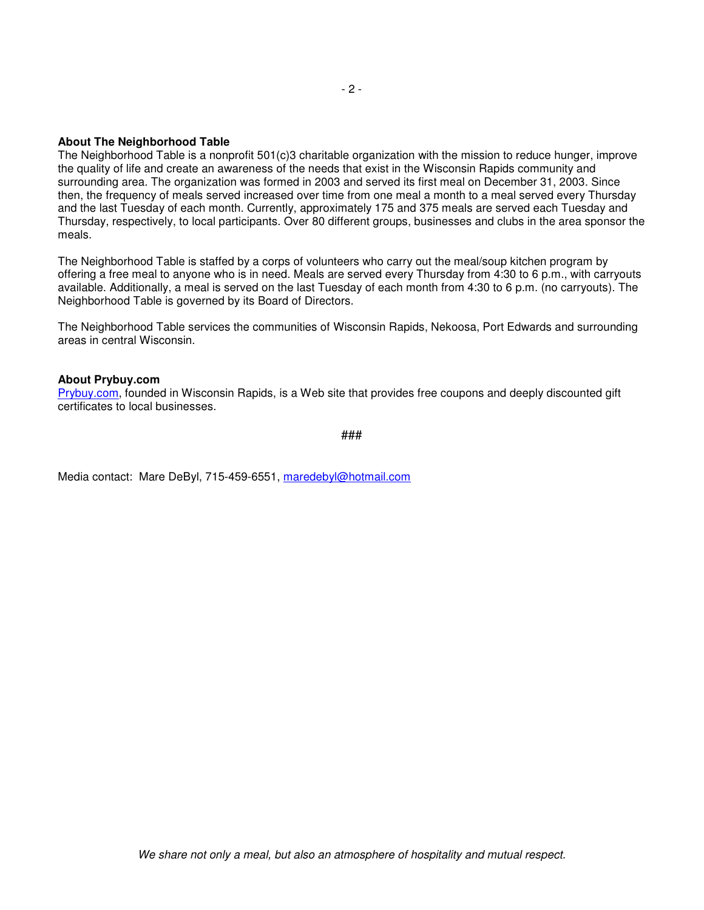**About The Neighborhood Table**
The Neighborhood Table is a nonprofit 501(c)3 charitable organization with the mission to reduce hunger, improve the quality of life and create an awareness of the needs that exist in the Wisconsin Rapids community and surrounding area. The organization was formed in 2003 and served its first meal on December 31, 2003. Since then, the frequency of meals served increased over time from one meal a month to a meal served every Thursday and the last Tuesday of each month. Currently, approximately 175 and 375 meals are served each Tuesday and Thursday, respectively, to local participants. Over 80 different groups, businesses and clubs in the area sponsor the meals.

The Neighborhood Table is staffed by a corps of volunteers who carry out the meal/soup kitchen program by offering a free meal to anyone who is in need. Meals are served every Thursday from 4:30 to 6 p.m., with carryouts available. Additionally, a meal is served on the last Tuesday of each month from 4:30 to 6 p.m. (no carryouts). The Neighborhood Table is governed by its Board of Directors.

The Neighborhood Table services the communities of Wisconsin Rapids, Nekoosa, Port Edwards and surrounding areas in central Wisconsin.

**About Prybuy.com**
Prybuy.com, founded in Wisconsin Rapids, is a Web site that provides free coupons and deeply discounted gift certificates to local businesses.

###

Media contact: Mare DeByl, 715-459-6551, maredebyl@hotmail.com

*We share not only a meal, but also an atmosphere of hospitality and mutual respect.*